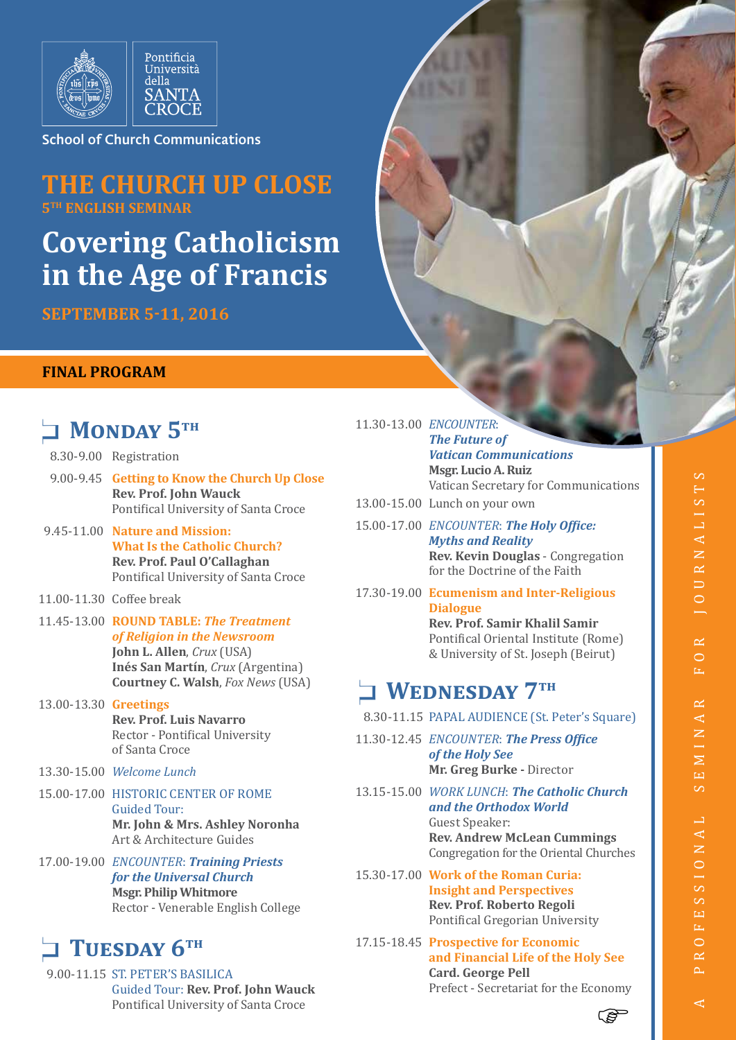Pontificia Università della SANTA CROCE

School of Church Communications

# THE CHURCH UP CLOSE

**5TH ENGLISH SEMINAR**

# Covering Catholicism in the Age of Francis

**SEPTEMBER 5-11, 2016**

**FINAL PROGRAM**

## MONDAY 5TH

8.30-9.00 Registration

9.00-9.45 **Getting to Know the Church Up Close**
**Rev. Prof. John Wauck**
Pontifical University of Santa Croce

9.45-11.00 **Nature and Mission: What Is the Catholic Church?**
**Rev. Prof. Paul O'Callaghan**
Pontifical University of Santa Croce

11.00-11.30 Coffee break

11.45-13.00 **ROUND TABLE: *The Treatment of Religion in the Newsroom***
**John L. Allen**, *Crux* (USA)
**Inés San Martín**, *Crux* (Argentina)
**Courtney C. Walsh**, *Fox News* (USA)

13.00-13.30 **Greetings**
**Rev. Prof. Luis Navarro**
Rector - Pontifical University of Santa Croce

13.30-15.00 *Welcome Lunch*

15.00-17.00 HISTORIC CENTER OF ROME
Guided Tour:
**Mr. John & Mrs. Ashley Noronha**
Art & Architecture Guides

17.00-19.00 *ENCOUNTER*: ***Training Priests for the Universal Church***
**Msgr. Philip Whitmore**
Rector - Venerable English College

## TUESDAY 6TH

9.00-11.15 ST. PETER'S BASILICA
Guided Tour: **Rev. Prof. John Wauck**
Pontifical University of Santa Croce

11.30-13.00 *ENCOUNTER*: ***The Future of Vatican Communications***
**Msgr. Lucio A. Ruiz**
Vatican Secretary for Communications

13.00-15.00 Lunch on your own

15.00-17.00 *ENCOUNTER*: ***The Holy Office: Myths and Reality***
**Rev. Kevin Douglas** - Congregation for the Doctrine of the Faith

17.30-19.00 **Ecumenism and Inter-Religious Dialogue**
**Rev. Prof. Samir Khalil Samir**
Pontifical Oriental Institute (Rome) & University of St. Joseph (Beirut)

## WEDNESDAY 7TH

8.30-11.15 PAPAL AUDIENCE (St. Peter's Square)

11.30-12.45 *ENCOUNTER*: ***The Press Office of the Holy See***
**Mr. Greg Burke** - Director

13.15-15.00 *WORK LUNCH*: ***The Catholic Church and the Orthodox World***
Guest Speaker:
**Rev. Andrew McLean Cummings**
Congregation for the Oriental Churches

15.30-17.00 **Work of the Roman Curia: Insight and Perspectives**
**Rev. Prof. Roberto Regoli**
Pontifical Gregorian University

17.15-18.45 **Prospective for Economic and Financial Life of the Holy See**
**Card. George Pell**
Prefect - Secretariat for the Economy

A PROFESSIONAL SEMINAR FOR JOURNALISTS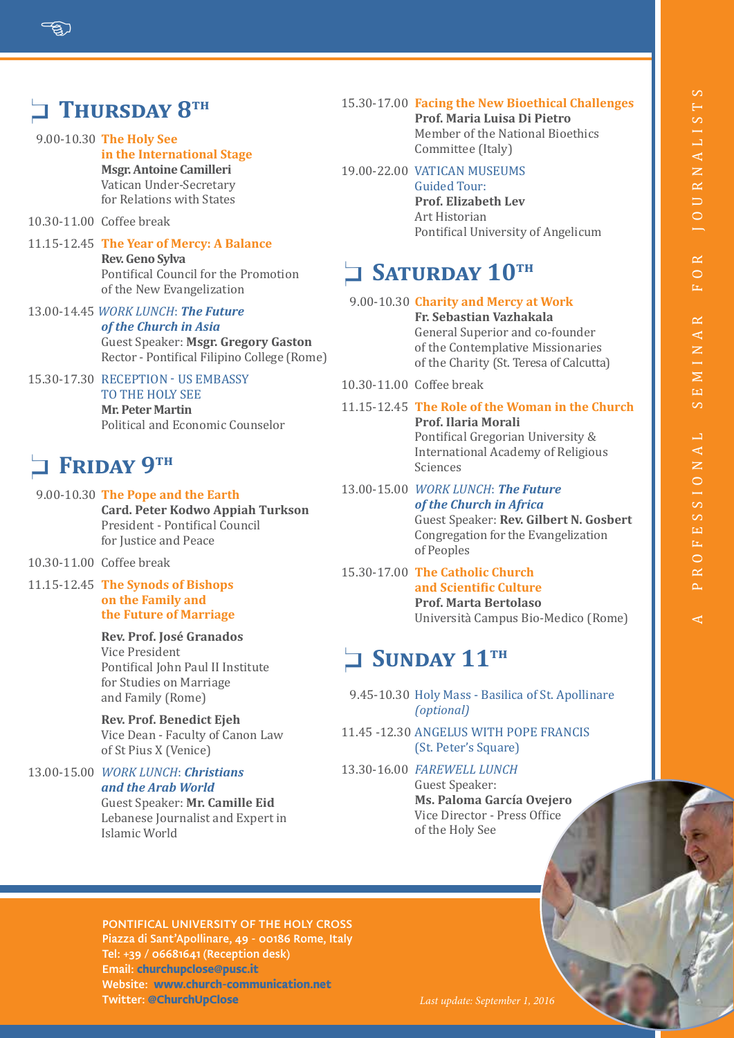## Thursday 8th

9.00-10.30 **The Holy See in the International Stage**
**Msgr. Antoine Camilleri**
Vatican Under-Secretary for Relations with States

10.30-11.00 Coffee break

11.15-12.45 **The Year of Mercy: A Balance**
**Rev. Geno Sylva**
Pontifical Council for the Promotion of the New Evangelization

13.00-14.45 *WORK LUNCH*: ***The Future of the Church in Asia***
Guest Speaker: **Msgr. Gregory Gaston**
Rector - Pontifical Filipino College (Rome)

15.30-17.30 RECEPTION - US EMBASSY TO THE HOLY SEE
**Mr. Peter Martin**
Political and Economic Counselor

## Friday 9th

9.00-10.30 **The Pope and the Earth**
**Card. Peter Kodwo Appiah Turkson**
President - Pontifical Council for Justice and Peace

10.30-11.00 Coffee break

11.15-12.45 **The Synods of Bishops on the Family and the Future of Marriage**

**Rev. Prof. José Granados**
Vice President
Pontifical John Paul II Institute for Studies on Marriage and Family (Rome)

**Rev. Prof. Benedict Ejeh**
Vice Dean - Faculty of Canon Law of St Pius X (Venice)

13.00-15.00 *WORK LUNCH*: ***Christians and the Arab World***
Guest Speaker: **Mr. Camille Eid**
Lebanese Journalist and Expert in Islamic World

15.30-17.00 **Facing the New Bioethical Challenges**
**Prof. Maria Luisa Di Pietro**
Member of the National Bioethics Committee (Italy)

19.00-22.00 VATICAN MUSEUMS Guided Tour:
**Prof. Elizabeth Lev**
Art Historian
Pontifical University of Angelicum

## Saturday 10th

9.00-10.30 **Charity and Mercy at Work**
**Fr. Sebastian Vazhakala**
General Superior and co-founder of the Contemplative Missionaries of the Charity (St. Teresa of Calcutta)

10.30-11.00 Coffee break

11.15-12.45 **The Role of the Woman in the Church**
**Prof. Ilaria Morali**
Pontifical Gregorian University & International Academy of Religious Sciences

13.00-15.00 *WORK LUNCH*: ***The Future of the Church in Africa***
Guest Speaker: **Rev. Gilbert N. Gosbert**
Congregation for the Evangelization of Peoples

15.30-17.00 **The Catholic Church and Scientific Culture**
**Prof. Marta Bertolaso**
Università Campus Bio-Medico (Rome)

## Sunday 11th

9.45-10.30 Holy Mass - Basilica of St. Apollinare *(optional)*

11.45 -12.30 ANGELUS WITH POPE FRANCIS (St. Peter's Square)

13.30-16.00 *FAREWELL LUNCH*
Guest Speaker:
**Ms. Paloma García Ovejero**
Vice Director - Press Office of the Holy See

A PROFESSIONAL SEMINAR FOR JOURNALISTS

**PONTIFICAL UNIVERSITY OF THE HOLY CROSS**
Piazza di Sant'Apollinare, 49 - 00186 Rome, Italy
Tel: +39 / 06681641 (Reception desk)
Email: **churchupclose@pusc.it**
Website: **www.church-communication.net**
Twitter: **@ChurchUpClose**

*Last update: September 1, 2016*